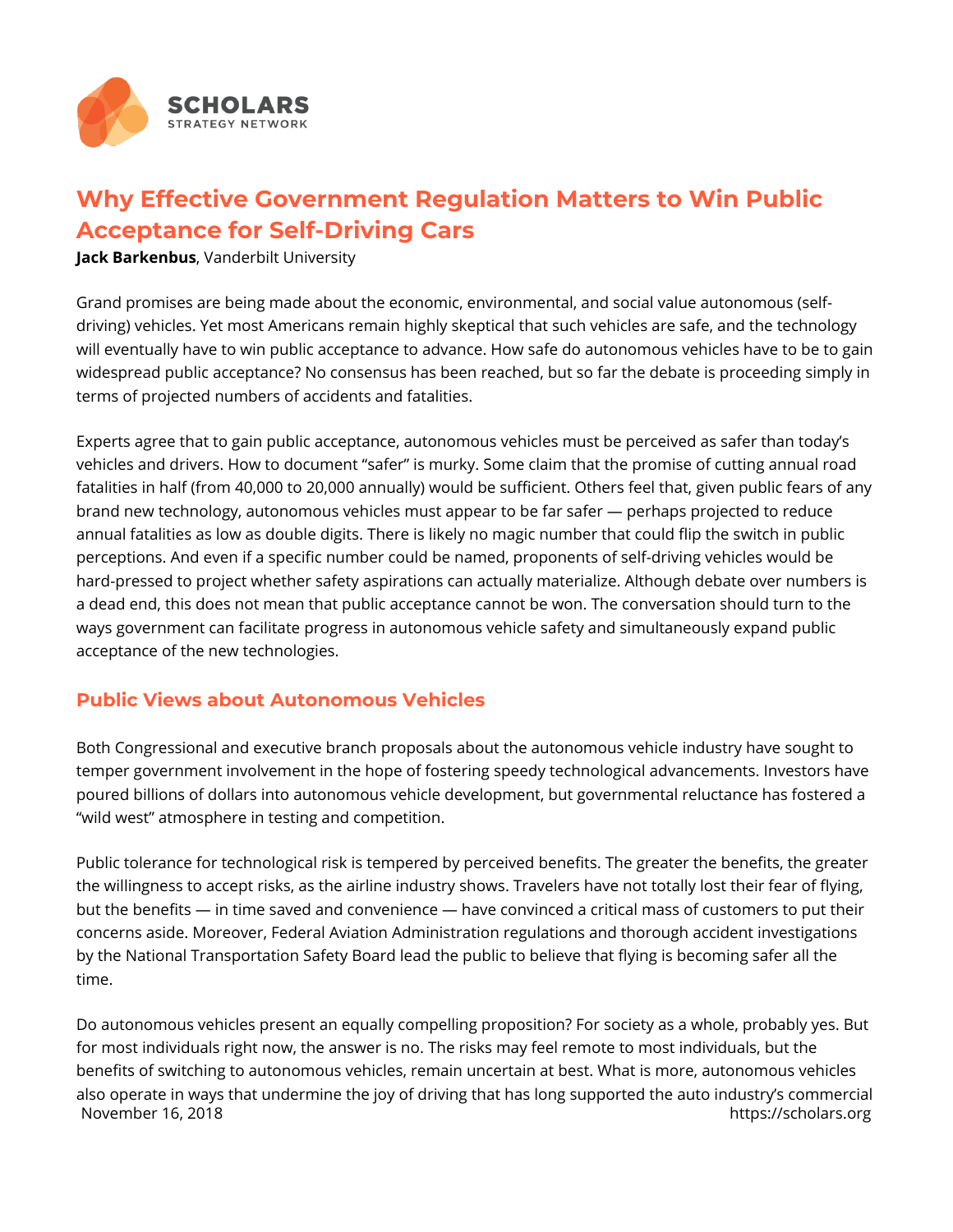# Why Effective Government Regulation Matters to Win Public Acceptance for Self-Driving Cars

**Jack Barkenbus**, Vanderbilt University

Grand promises are being made about the economic, environmental, and social value autonomous (self-driving) vehicles. Yet most Americans remain highly skeptical that such vehicles are safe, and the technology will eventually have to win public acceptance to advance. How safe do autonomous vehicles have to be to gain widespread public acceptance? No consensus has been reached, but so far the debate is proceeding simply in terms of projected numbers of accidents and fatalities.

Experts agree that to gain public acceptance, autonomous vehicles must be perceived as safer than today's vehicles and drivers. How to document "safer" is murky. Some claim that the promise of cutting annual road fatalities in half (from 40,000 to 20,000 annually) would be sufficient. Others feel that, given public fears of any brand new technology, autonomous vehicles must appear to be far safer — perhaps projected to reduce annual fatalities as low as double digits. There is likely no magic number that could flip the switch in public perceptions. And even if a specific number could be named, proponents of self-driving vehicles would be hard-pressed to project whether safety aspirations can actually materialize. Although debate over numbers is a dead end, this does not mean that public acceptance cannot be won. The conversation should turn to the ways government can facilitate progress in autonomous vehicle safety and simultaneously expand public acceptance of the new technologies.

## Public Views about Autonomous Vehicles

Both Congressional and executive branch proposals about the autonomous vehicle industry have sought to temper government involvement in the hope of fostering speedy technological advancements. Investors have poured billions of dollars into autonomous vehicle development, but governmental reluctance has fostered a "wild west" atmosphere in testing and competition.

Public tolerance for technological risk is tempered by perceived benefits. The greater the benefits, the greater the willingness to accept risks, as the airline industry shows. Travelers have not totally lost their fear of flying, but the benefits — in time saved and convenience — have convinced a critical mass of customers to put their concerns aside. Moreover, Federal Aviation Administration regulations and thorough accident investigations by the National Transportation Safety Board lead the public to believe that flying is becoming safer all the time.

Do autonomous vehicles present an equally compelling proposition? For society as a whole, probably yes. But for most individuals right now, the answer is no. The risks may feel remote to most individuals, but the benefits of switching to autonomous vehicles, remain uncertain at best. What is more, autonomous vehicles also operate in ways that undermine the joy of driving that has long supported the auto industry's commercial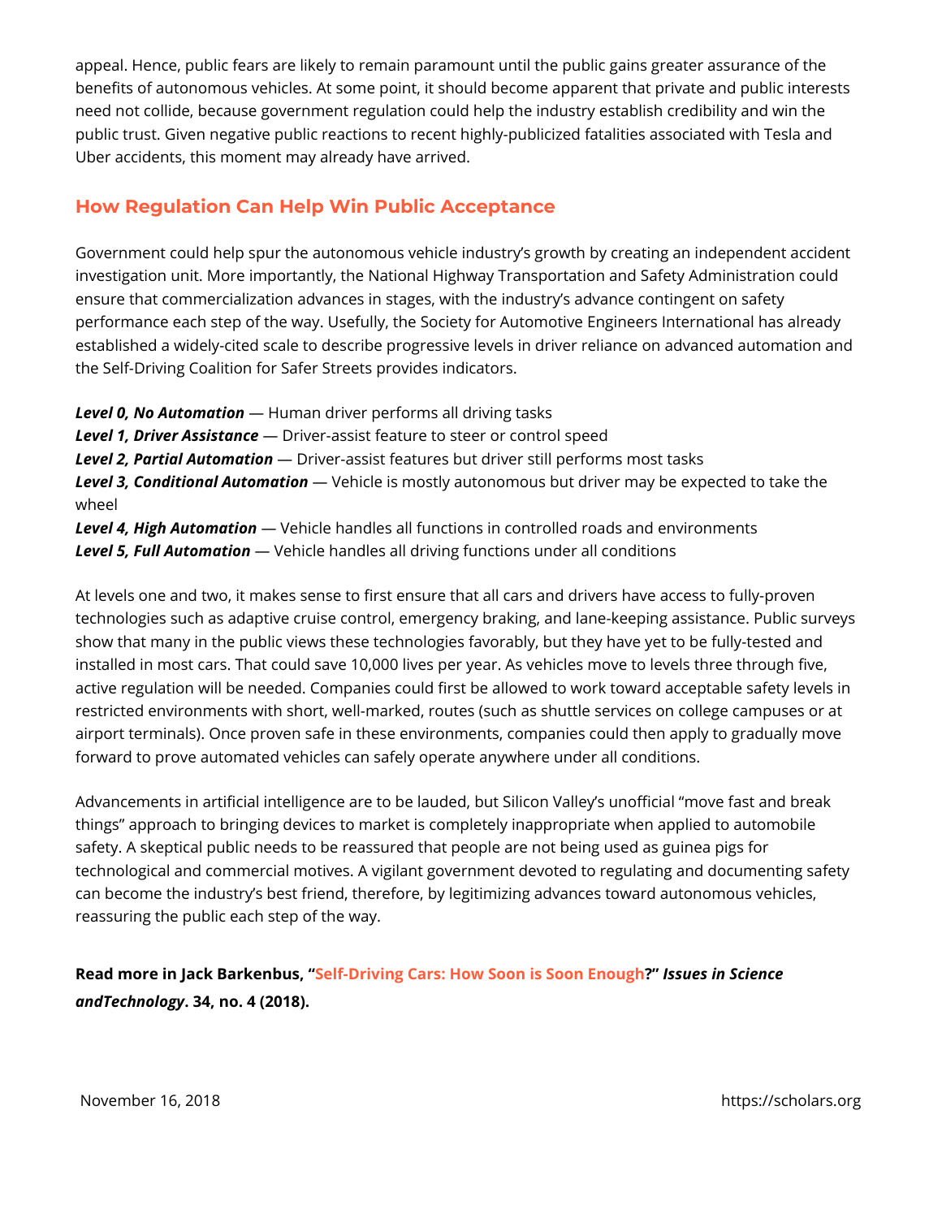appeal. Hence, public fears are likely to remain paramount until the public gains greater assurance of the benefits of autonomous vehicles. At some point, it should become apparent that private and public interests need not collide, because government regulation could help the industry establish credibility and win the public trust. Given negative public reactions to recent highly-publicized fatalities associated with Tesla and Uber accidents, this moment may already have arrived.

## How Regulation Can Help Win Public Acceptance

Government could help spur the autonomous vehicle industry's growth by creating an independent accident investigation unit. More importantly, the National Highway Transportation and Safety Administration could ensure that commercialization advances in stages, with the industry's advance contingent on safety performance each step of the way. Usefully, the Society for Automotive Engineers International has already established a widely-cited scale to describe progressive levels in driver reliance on advanced automation and the Self-Driving Coalition for Safer Streets provides indicators.

***Level 0, No Automation*** — Human driver performs all driving tasks
***Level 1, Driver Assistance*** — Driver-assist feature to steer or control speed
***Level 2, Partial Automation*** — Driver-assist features but driver still performs most tasks
***Level 3, Conditional Automation*** — Vehicle is mostly autonomous but driver may be expected to take the wheel
***Level 4, High Automation*** — Vehicle handles all functions in controlled roads and environments
***Level 5, Full Automation*** — Vehicle handles all driving functions under all conditions

At levels one and two, it makes sense to first ensure that all cars and drivers have access to fully-proven technologies such as adaptive cruise control, emergency braking, and lane-keeping assistance. Public surveys show that many in the public views these technologies favorably, but they have yet to be fully-tested and installed in most cars. That could save 10,000 lives per year. As vehicles move to levels three through five, active regulation will be needed. Companies could first be allowed to work toward acceptable safety levels in restricted environments with short, well-marked, routes (such as shuttle services on college campuses or at airport terminals). Once proven safe in these environments, companies could then apply to gradually move forward to prove automated vehicles can safely operate anywhere under all conditions.

Advancements in artificial intelligence are to be lauded, but Silicon Valley's unofficial "move fast and break things" approach to bringing devices to market is completely inappropriate when applied to automobile safety. A skeptical public needs to be reassured that people are not being used as guinea pigs for technological and commercial motives. A vigilant government devoted to regulating and documenting safety can become the industry's best friend, therefore, by legitimizing advances toward autonomous vehicles, reassuring the public each step of the way.

**Read more in Jack Barkenbus, "Self-Driving Cars: How Soon is Soon Enough?" *Issues in Science andTechnology*. 34, no. 4 (2018).**